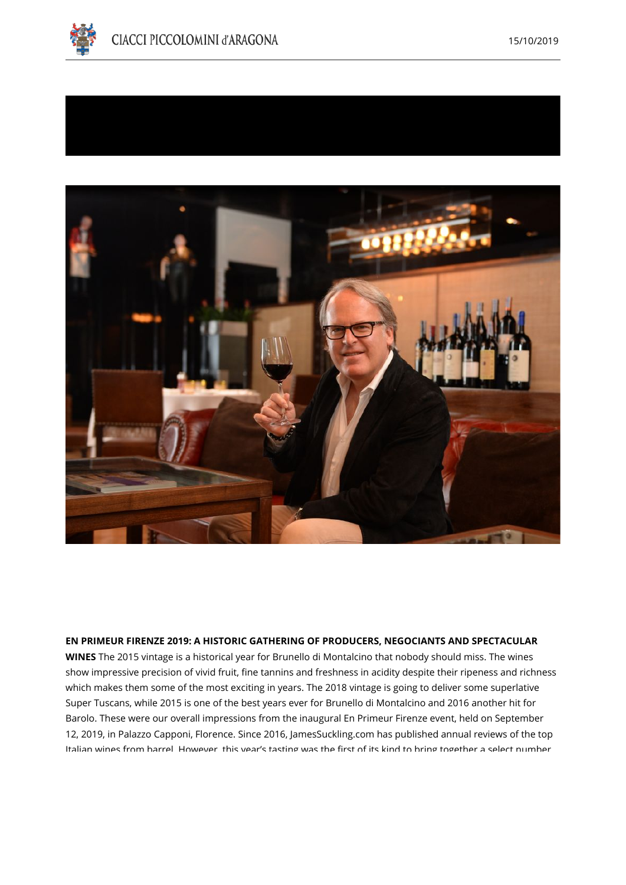**EN PRIMEUR FIRENZE 2019: A HISTORIC GATHERING OF PRODUCERS, NEGOCIANTS AND SPECTACULAR WINES** The 2015 vintage is a historical year for Brunello di Montalcino that nobody should miss. The wines show impressive precision of vivid fruit, fine tannins and freshness in acidity despite their ripeness and richness which makes them some of the most exciting in years. The 2018 vintage is going to deliver some superlative Super Tuscans, while 2015 is one of the best years ever for Brunello di Montalcino and 2016 another hit for Barolo. These were our overall impressions from the inaugural En Primeur Firenze event, held on September 12, 2019, in Palazzo Capponi, Florence. Since 2016, JamesSuckling.com has published annual reviews of the top Italian wines from barrel. However, this year's tasting was the first of its kind to bring together a select number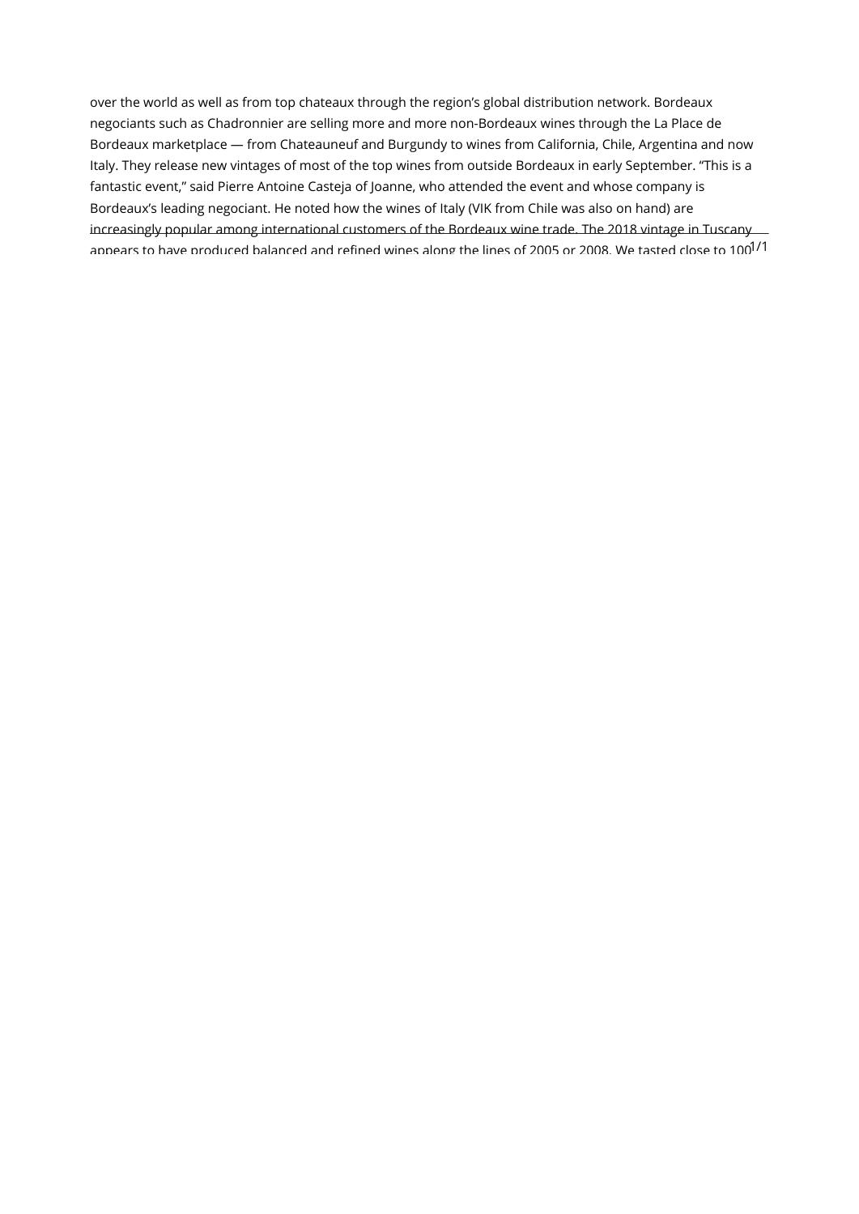over the world as well as from top chateaux through the region's global distribution network. Bordeaux negociants such as Chadronnier are selling more and more non-Bordeaux wines through the La Place de Bordeaux marketplace — from Chateauneuf and Burgundy to wines from California, Chile, Argentina and now Italy. They release new vintages of most of the top wines from outside Bordeaux in early September. "This is a fantastic event," said Pierre Antoine Casteja of Joanne, who attended the event and whose company is Bordeaux's leading negociant. He noted how the wines of Italy (VIK from Chile was also on hand) are increasingly popular among international customers of the Bordeaux wine trade. The 2018 vintage in Tuscany appears to have produced balanced and refined wines along the lines of 2005 or 2008. We tasted close to 100